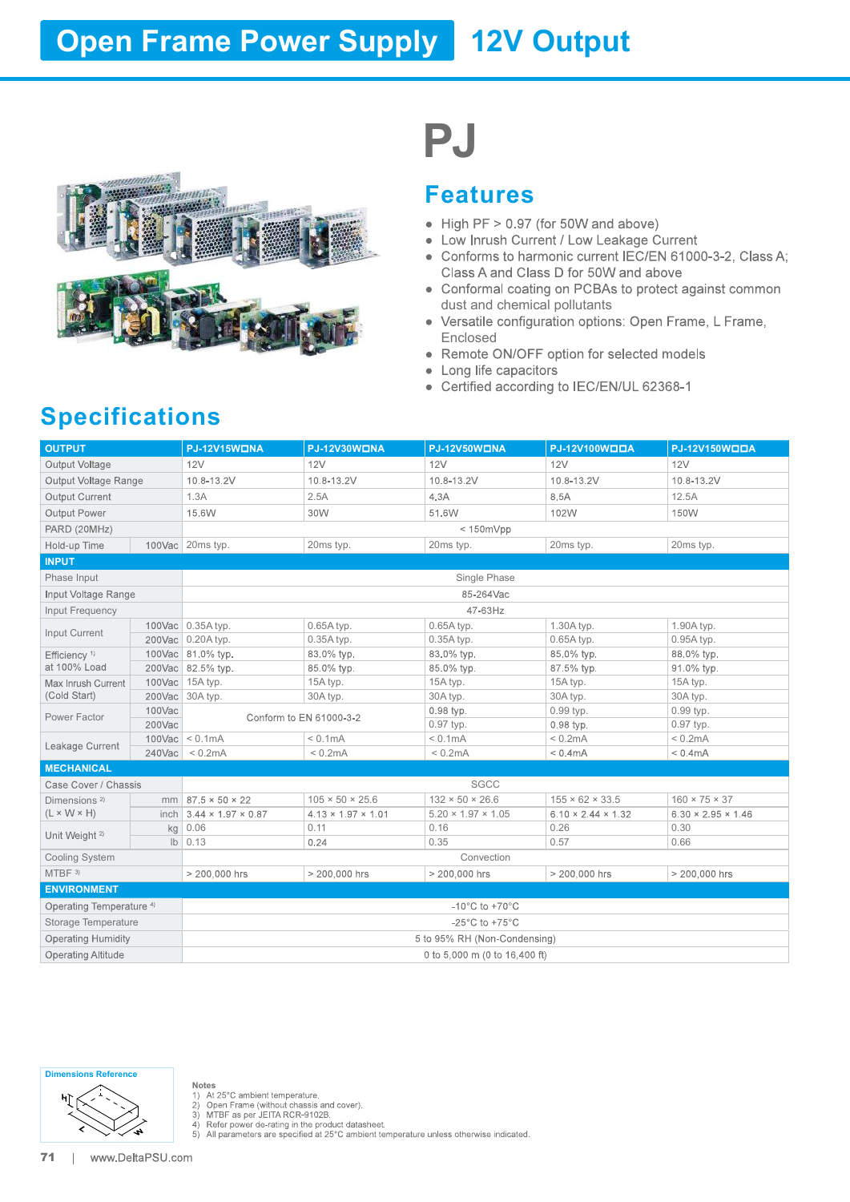# Open Frame Power Supply 12V Output

# PJ

## Features

- High PF > 0.97 (for 50W and above)
- Low Inrush Current / Low Leakage Current
- Conforms to harmonic current IEC/EN 61000-3-2, Class A; Class A and Class D for 50W and above
- Conformal coating on PCBAs to protect against common dust and chemical pollutants
- Versatile configuration options: Open Frame, L Frame, Enclosed
- Remote ON/OFF option for selected models
- Long life capacitors
- Certified according to IEC/EN/UL 62368-1

## Specifications

| OUTPUT | | PJ-12V15W☐NA | PJ-12V30W☐NA | PJ-12V50W☐NA | PJ-12V100W☐☐A | PJ-12V150W☐☐A |
|---|---|---|---|---|---|---|
| Output Voltage | | 12V | 12V | 12V | 12V | 12V |
| Output Voltage Range | | 10.8-13.2V | 10.8-13.2V | 10.8-13.2V | 10.8-13.2V | 10.8-13.2V |
| Output Current | | 1.3A | 2.5A | 4,3A | 8,5A | 12.5A |
| Output Power | | 15.6W | 30W | 51.6W | 102W | 150W |
| PARD (20MHz) | | < 150mVpp | | | | |
| Hold-up Time | 100Vac | 20ms typ. | 20ms typ. | 20ms typ. | 20ms typ. | 20ms typ. |
| **INPUT** | | | | | | |
| Phase Input | | Single Phase | | | | |
| Input Voltage Range | | 85-264Vac | | | | |
| Input Frequency | | 47-63Hz | | | | |
| Input Current | 100Vac | 0.35A typ. | 0.65A typ. | 0.65A typ. | 1.30A typ. | 1.90A typ. |
| | 200Vac | 0.20A typ. | 0.35A typ. | 0.35A typ. | 0.65A typ. | 0.95A typ. |
| Efficiency [1] at 100% Load | 100Vac | 81.0% typ. | 83.0% typ. | 83.0% typ. | 85.0% typ. | 88.0% typ. |
| | 200Vac | 82.5% typ. | 85.0% typ. | 85.0% typ. | 87.5% typ. | 91.0% typ. |
| Max Inrush Current (Cold Start) | 100Vac | 15A typ. | 15A typ. | 15A typ. | 15A typ. | 15A typ. |
| | 200Vac | 30A typ. | 30A typ. | 30A typ. | 30A typ. | 30A typ. |
| Power Factor | 100Vac | Conform to EN 61000-3-2 | | 0.98 typ. | 0.99 typ. | 0.99 typ. |
| | 200Vac | | | 0.97 typ. | 0.98 typ. | 0.97 typ. |
| Leakage Current | 100Vac | < 0.1mA | < 0.1mA | < 0.1mA | < 0.2mA | < 0.2mA |
| | 240Vac | < 0.2mA | < 0.2mA | < 0.2mA | < 0.4mA | < 0.4mA |
| **MECHANICAL** | | | | | | |
| Case Cover / Chassis | | SGCC | | | | |
| Dimensions [2] (L × W × H) | mm | 87.5 × 50 × 22 | 105 × 50 × 25.6 | 132 × 50 × 26.6 | 155 × 62 × 33.5 | 160 × 75 × 37 |
| | inch | 3.44 × 1.97 × 0.87 | 4.13 × 1.97 × 1.01 | 5.20 × 1.97 × 1.05 | 6.10 × 2.44 × 1.32 | 6.30 × 2.95 × 1.46 |
| Unit Weight [2] | kg | 0.06 | 0.11 | 0.16 | 0.26 | 0.30 |
| | lb | 0.13 | 0.24 | 0.35 | 0.57 | 0.66 |
| Cooling System | | Convection | | | | |
| MTBF [3] | | > 200,000 hrs | > 200,000 hrs | > 200,000 hrs | > 200,000 hrs | > 200,000 hrs |
| **ENVIRONMENT** | | | | | | |
| Operating Temperature [4] | | -10°C to +70°C | | | | |
| Storage Temperature | | -25°C to +75°C | | | | |
| Operating Humidity | | 5 to 95% RH (Non-Condensing) | | | | |
| Operating Altitude | | 0 to 5,000 m (0 to 16,400 ft) | | | | |

**Dimensions Reference**

**Notes**

1) At 25°C ambient temperature.
2) Open Frame (without chassis and cover).
3) MTBF as per JEITA RCR-9102B.
4) Refer power de-rating in the product datasheet.
5) All parameters are specified at 25°C ambient temperature unless otherwise indicated.

www.DeltaPSU.com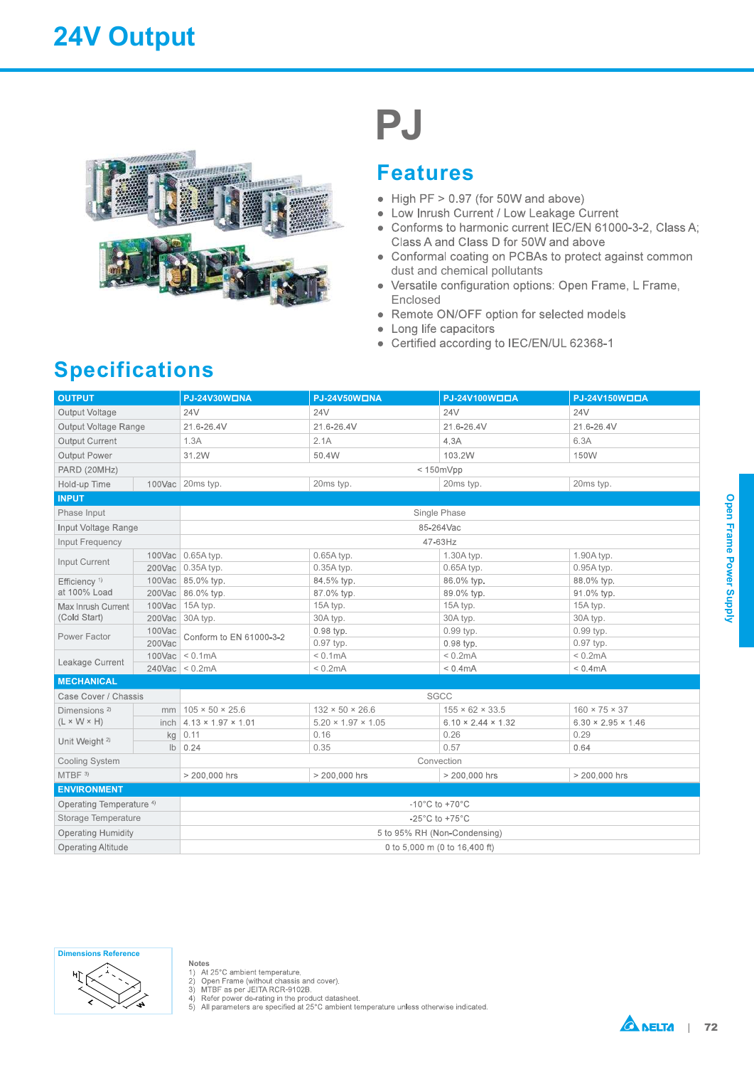# 24V Output

# PJ

## Features

- High PF > 0.97 (for 50W and above)
- Low Inrush Current / Low Leakage Current
- Conforms to harmonic current IEC/EN 61000-3-2, Class A; Class A and Class D for 50W and above
- Conformal coating on PCBAs to protect against common dust and chemical pollutants
- Versatile configuration options: Open Frame, L Frame, Enclosed
- Remote ON/OFF option for selected models
- Long life capacitors
- Certified according to IEC/EN/UL 62368-1

## Specifications

| OUTPUT | | PJ-24V30W☐NA | PJ-24V50W☐NA | PJ-24V100W☐☐A | PJ-24V150W☐☐A |
|---|---|---|---|---|---|
| Output Voltage | | 24V | 24V | 24V | 24V |
| Output Voltage Range | | 21.6-26.4V | 21.6-26.4V | 21.6-26.4V | 21.6-26.4V |
| Output Current | | 1.3A | 2.1A | 4.3A | 6.3A |
| Output Power | | 31.2W | 50.4W | 103.2W | 150W |
| PARD (20MHz) | | < 150mVpp | | | |
| Hold-up Time | 100Vac | 20ms typ. | 20ms typ. | 20ms typ. | 20ms typ. |
| **INPUT** | | | | | |
| Phase Input | | Single Phase | | | |
| Input Voltage Range | | 85-264Vac | | | |
| Input Frequency | | 47-63Hz | | | |
| Input Current | 100Vac | 0.65A typ. | 0.65A typ. | 1.30A typ. | 1.90A typ. |
| | 200Vac | 0.35A typ. | 0.35A typ. | 0.65A typ. | 0.95A typ. |
| Efficiency [1] at 100% Load | 100Vac | 85.0% typ. | 84.5% typ. | 86.0% typ. | 88.0% typ. |
| | 200Vac | 86.0% typ. | 87.0% typ. | 89.0% typ. | 91.0% typ. |
| Max Inrush Current (Cold Start) | 100Vac | 15A typ. | 15A typ. | 15A typ. | 15A typ. |
| | 200Vac | 30A typ. | 30A typ. | 30A typ. | 30A typ. |
| Power Factor | 100Vac | Conform to EN 61000-3-2 | 0.98 typ. | 0.99 typ. | 0.99 typ. |
| | 200Vac | | 0.97 typ. | 0.98 typ. | 0.97 typ. |
| Leakage Current | 100Vac | < 0.1mA | < 0.1mA | < 0.2mA | < 0.2mA |
| | 240Vac | < 0.2mA | < 0.2mA | < 0.4mA | < 0.4mA |
| **MECHANICAL** | | | | | |
| Case Cover / Chassis | | SGCC | | | |
| Dimensions [2] (L × W × H) | mm | 105 × 50 × 25.6 | 132 × 50 × 26.6 | 155 × 62 × 33.5 | 160 × 75 × 37 |
| | inch | 4.13 × 1.97 × 1.01 | 5.20 × 1.97 × 1.05 | 6.10 × 2.44 × 1.32 | 6.30 × 2.95 × 1.46 |
| Unit Weight [2] | kg | 0.11 | 0.16 | 0.26 | 0.29 |
| | lb | 0.24 | 0.35 | 0.57 | 0.64 |
| Cooling System | | Convection | | | |
| MTBF [3] | | > 200,000 hrs | > 200,000 hrs | > 200,000 hrs | > 200,000 hrs |
| **ENVIRONMENT** | | | | | |
| Operating Temperature [4] | | -10°C to +70°C | | | |
| Storage Temperature | | -25°C to +75°C | | | |
| Operating Humidity | | 5 to 95% RH (Non-Condensing) | | | |
| Operating Altitude | | 0 to 5,000 m (0 to 16,400 ft) | | | |

Dimensions Reference

Notes
1) At 25°C ambient temperature.
2) Open Frame (without chassis and cover).
3) MTBF as per JEITA RCR-9102B.
4) Refer power de-rating in the product datasheet.
5) All parameters are specified at 25°C ambient temperature unless otherwise indicated.

Open Frame Power Supply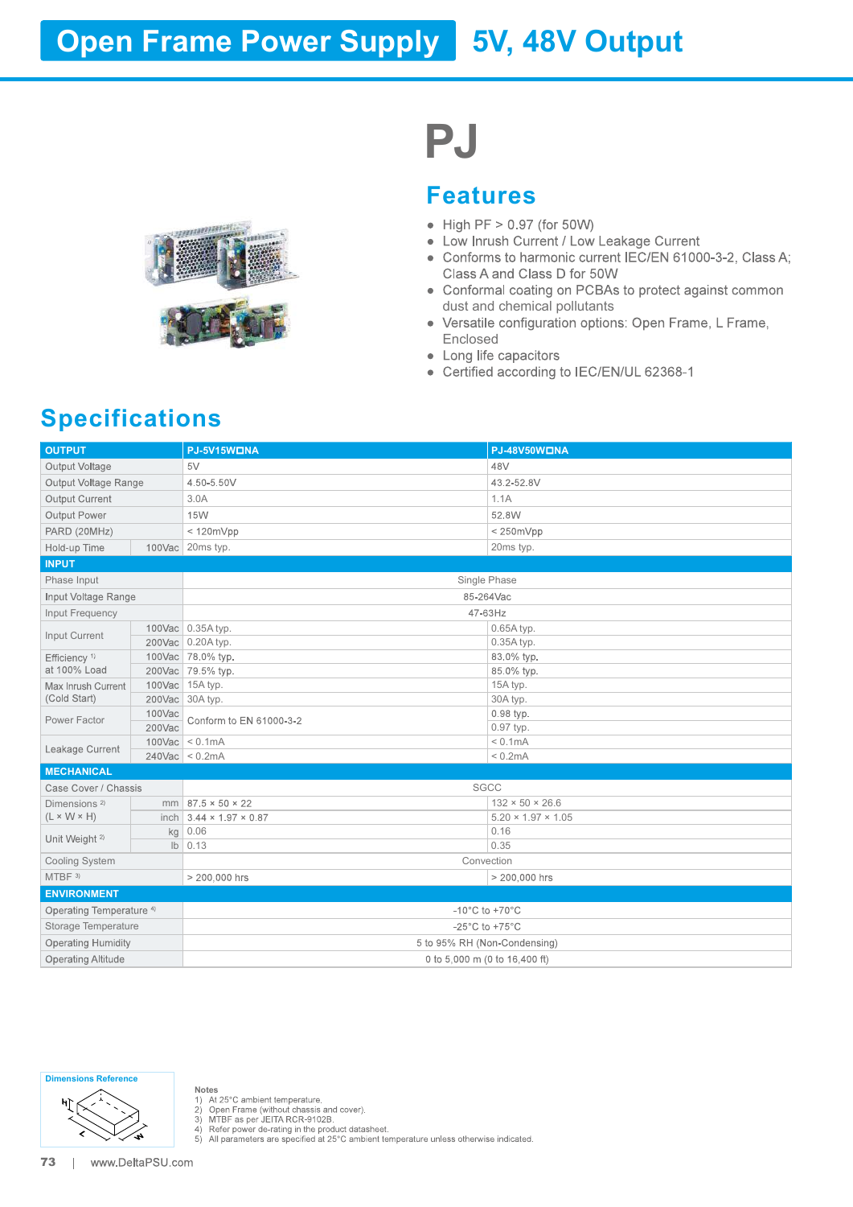# Open Frame Power Supply 5V, 48V Output

# PJ

## Features

- High PF > 0.97 (for 50W)
- Low Inrush Current / Low Leakage Current
- Conforms to harmonic current IEC/EN 61000-3-2, Class A; Class A and Class D for 50W
- Conformal coating on PCBAs to protect against common dust and chemical pollutants
- Versatile configuration options: Open Frame, L Frame, Enclosed
- Long life capacitors
- Certified according to IEC/EN/UL 62368-1

## Specifications

| OUTPUT | | PJ-5V15W☐NA | PJ-48V50W☐NA |
|---|---|---|---|
| Output Voltage | | 5V | 48V |
| Output Voltage Range | | 4.50-5.50V | 43.2-52.8V |
| Output Current | | 3.0A | 1.1A |
| Output Power | | 15W | 52.8W |
| PARD (20MHz) | | < 120mVpp | < 250mVpp |
| Hold-up Time | 100Vac | 20ms typ. | 20ms typ. |
| **INPUT** | | | |
| Phase Input | | Single Phase | |
| Input Voltage Range | | 85-264Vac | |
| Input Frequency | | 47-63Hz | |
| Input Current | 100Vac | 0.35A typ. | 0.65A typ. |
| | 200Vac | 0.20A typ. | 0.35A typ. |
| Efficiency [1] at 100% Load | 100Vac | 78.0% typ. | 83.0% typ. |
| | 200Vac | 79.5% typ. | 85.0% typ. |
| Max Inrush Current (Cold Start) | 100Vac | 15A typ. | 15A typ. |
| | 200Vac | 30A typ. | 30A typ. |
| Power Factor | 100Vac | Conform to EN 61000-3-2 | 0.98 typ. |
| | 200Vac | | 0.97 typ. |
| Leakage Current | 100Vac | < 0.1mA | < 0.1mA |
| | 240Vac | < 0.2mA | < 0.2mA |
| **MECHANICAL** | | | |
| Case Cover / Chassis | | SGCC | |
| Dimensions [2] (L × W × H) | mm | 87.5 × 50 × 22 | 132 × 50 × 26.6 |
| | inch | 3.44 × 1.97 × 0.87 | 5.20 × 1.97 × 1.05 |
| Unit Weight [2] | kg | 0.06 | 0.16 |
| | lb | 0.13 | 0.35 |
| Cooling System | | Convection | |
| MTBF [3] | | > 200,000 hrs | > 200,000 hrs |
| **ENVIRONMENT** | | | |
| Operating Temperature [4] | | -10°C to +70°C | |
| Storage Temperature | | -25°C to +75°C | |
| Operating Humidity | | 5 to 95% RH (Non-Condensing) | |
| Operating Altitude | | 0 to 5,000 m (0 to 16,400 ft) | |

**Dimensions Reference**

H L W

**Notes**

1) At 25°C ambient temperature.
2) Open Frame (without chassis and cover).
3) MTBF as per JEITA RCR-9102B.
4) Refer power de-rating in the product datasheet.
5) All parameters are specified at 25°C ambient temperature unless otherwise indicated.

www.DeltaPSU.com